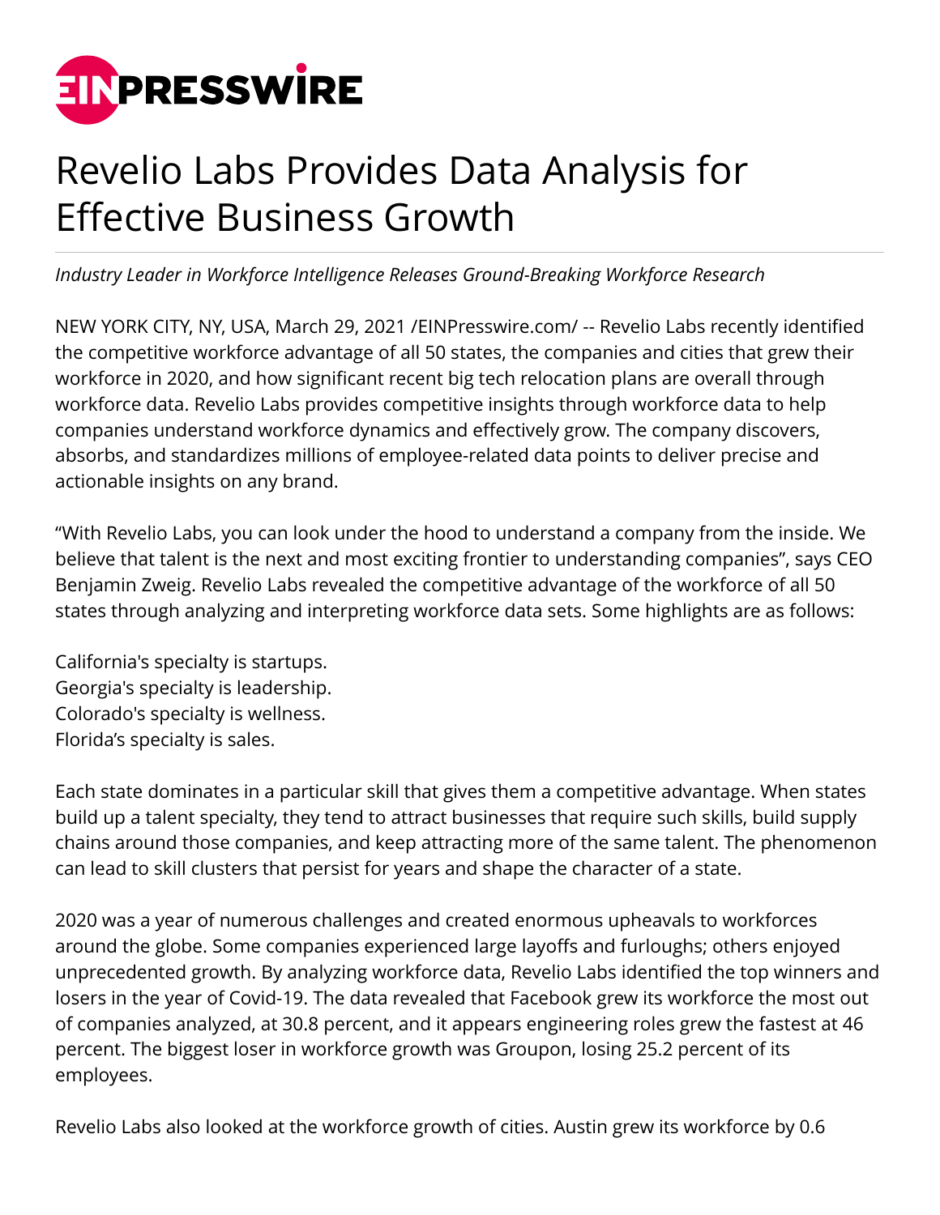# Revelio Labs Provides Data Analysis for Effective Business Growth

*Industry Leader in Workforce Intelligence Releases Ground-Breaking Workforce Research*

NEW YORK CITY, NY, USA, March 29, 2021 /EINPresswire.com/ -- Revelio Labs recently identified the competitive workforce advantage of all 50 states, the companies and cities that grew their workforce in 2020, and how significant recent big tech relocation plans are overall through workforce data. Revelio Labs provides competitive insights through workforce data to help companies understand workforce dynamics and effectively grow. The company discovers, absorbs, and standardizes millions of employee-related data points to deliver precise and actionable insights on any brand.

“With Revelio Labs, you can look under the hood to understand a company from the inside. We believe that talent is the next and most exciting frontier to understanding companies”, says CEO Benjamin Zweig. Revelio Labs revealed the competitive advantage of the workforce of all 50 states through analyzing and interpreting workforce data sets. Some highlights are as follows:

California's specialty is startups.
Georgia's specialty is leadership.
Colorado's specialty is wellness.
Florida’s specialty is sales.

Each state dominates in a particular skill that gives them a competitive advantage. When states build up a talent specialty, they tend to attract businesses that require such skills, build supply chains around those companies, and keep attracting more of the same talent. The phenomenon can lead to skill clusters that persist for years and shape the character of a state.

2020 was a year of numerous challenges and created enormous upheavals to workforces around the globe. Some companies experienced large layoffs and furloughs; others enjoyed unprecedented growth. By analyzing workforce data, Revelio Labs identified the top winners and losers in the year of Covid-19. The data revealed that Facebook grew its workforce the most out of companies analyzed, at 30.8 percent, and it appears engineering roles grew the fastest at 46 percent. The biggest loser in workforce growth was Groupon, losing 25.2 percent of its employees.

Revelio Labs also looked at the workforce growth of cities. Austin grew its workforce by 0.6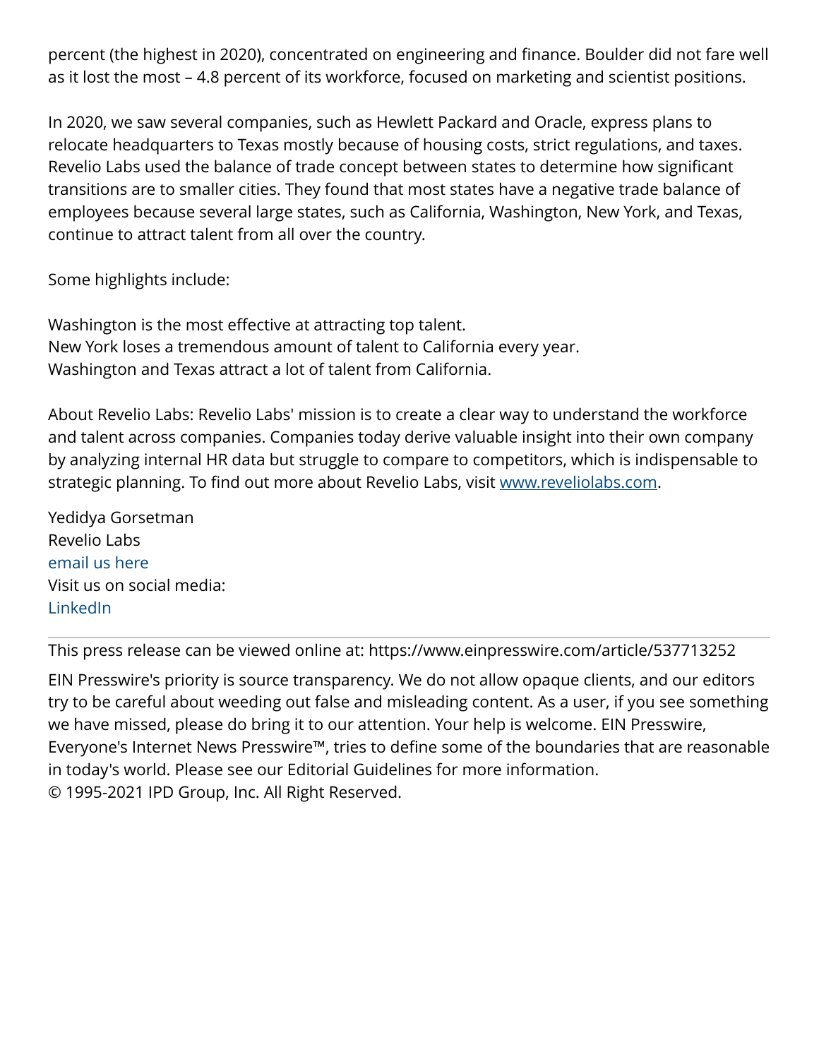percent (the highest in 2020), concentrated on engineering and finance. Boulder did not fare well as it lost the most – 4.8 percent of its workforce, focused on marketing and scientist positions.

In 2020, we saw several companies, such as Hewlett Packard and Oracle, express plans to relocate headquarters to Texas mostly because of housing costs, strict regulations, and taxes. Revelio Labs used the balance of trade concept between states to determine how significant transitions are to smaller cities. They found that most states have a negative trade balance of employees because several large states, such as California, Washington, New York, and Texas, continue to attract talent from all over the country.

Some highlights include:

Washington is the most effective at attracting top talent.
New York loses a tremendous amount of talent to California every year.
Washington and Texas attract a lot of talent from California.

About Revelio Labs: Revelio Labs' mission is to create a clear way to understand the workforce and talent across companies. Companies today derive valuable insight into their own company by analyzing internal HR data but struggle to compare to competitors, which is indispensable to strategic planning. To find out more about Revelio Labs, visit [www.reveliolabs.com](http://www.reveliolabs.com).

Yedidya Gorsetman
Revelio Labs
email us here
Visit us on social media:
LinkedIn

---

This press release can be viewed online at: https://www.einpresswire.com/article/537713252

EIN Presswire's priority is source transparency. We do not allow opaque clients, and our editors try to be careful about weeding out false and misleading content. As a user, if you see something we have missed, please do bring it to our attention. Your help is welcome. EIN Presswire, Everyone's Internet News Presswire™, tries to define some of the boundaries that are reasonable in today's world. Please see our Editorial Guidelines for more information.
© 1995-2021 IPD Group, Inc. All Right Reserved.